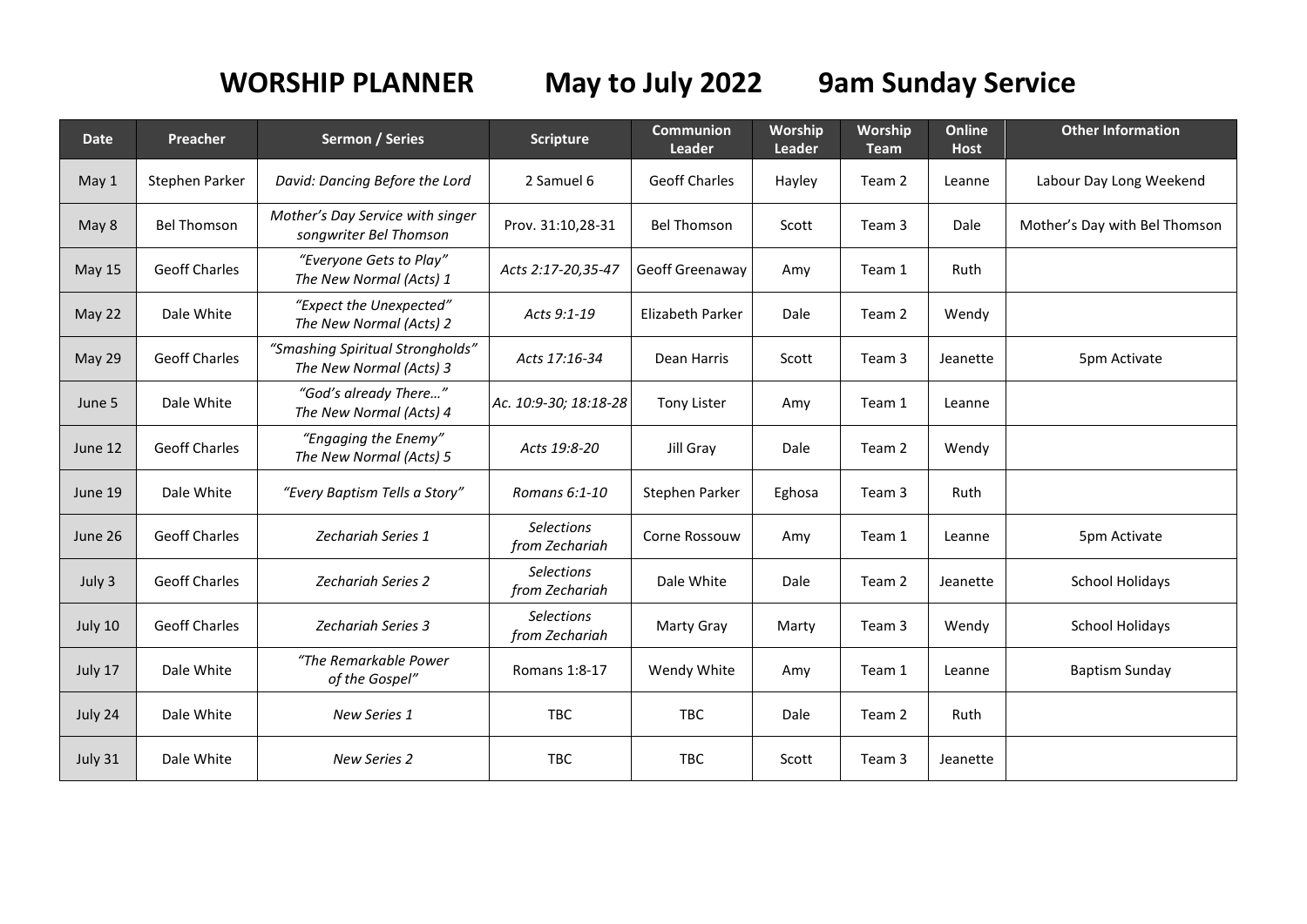# WORSHIP PLANNER May to July 2022 9am Sunday Service

| Date | Preacher | Sermon / Series | Scripture | Communion Leader | Worship Leader | Worship Team | Online Host | Other Information |
|---|---|---|---|---|---|---|---|---|
| May 1 | Stephen Parker | *David: Dancing Before the Lord* | 2 Samuel 6 | Geoff Charles | Hayley | Team 2 | Leanne | Labour Day Long Weekend |
| May 8 | Bel Thomson | *Mother's Day Service with singer songwriter Bel Thomson* | Prov. 31:10,28-31 | Bel Thomson | Scott | Team 3 | Dale | Mother's Day with Bel Thomson |
| May 15 | Geoff Charles | *"Everyone Gets to Play" The New Normal (Acts) 1* | *Acts 2:17-20,35-47* | Geoff Greenaway | Amy | Team 1 | Ruth | |
| May 22 | Dale White | *"Expect the Unexpected" The New Normal (Acts) 2* | *Acts 9:1-19* | Elizabeth Parker | Dale | Team 2 | Wendy | |
| May 29 | Geoff Charles | *"Smashing Spiritual Strongholds" The New Normal (Acts) 3* | *Acts 17:16-34* | Dean Harris | Scott | Team 3 | Jeanette | 5pm Activate |
| June 5 | Dale White | *"God's already There…" The New Normal (Acts) 4* | *Ac. 10:9-30; 18:18-28* | Tony Lister | Amy | Team 1 | Leanne | |
| June 12 | Geoff Charles | *"Engaging the Enemy" The New Normal (Acts) 5* | *Acts 19:8-20* | Jill Gray | Dale | Team 2 | Wendy | |
| June 19 | Dale White | *"Every Baptism Tells a Story"* | *Romans 6:1-10* | Stephen Parker | Eghosa | Team 3 | Ruth | |
| June 26 | Geoff Charles | *Zechariah Series 1* | *Selections from Zechariah* | Corne Rossouw | Amy | Team 1 | Leanne | 5pm Activate |
| July 3 | Geoff Charles | *Zechariah Series 2* | *Selections from Zechariah* | Dale White | Dale | Team 2 | Jeanette | School Holidays |
| July 10 | Geoff Charles | *Zechariah Series 3* | *Selections from Zechariah* | Marty Gray | Marty | Team 3 | Wendy | School Holidays |
| July 17 | Dale White | *"The Remarkable Power of the Gospel"* | Romans 1:8-17 | Wendy White | Amy | Team 1 | Leanne | Baptism Sunday |
| July 24 | Dale White | *New Series 1* | TBC | TBC | Dale | Team 2 | Ruth | |
| July 31 | Dale White | *New Series 2* | TBC | TBC | Scott | Team 3 | Jeanette | |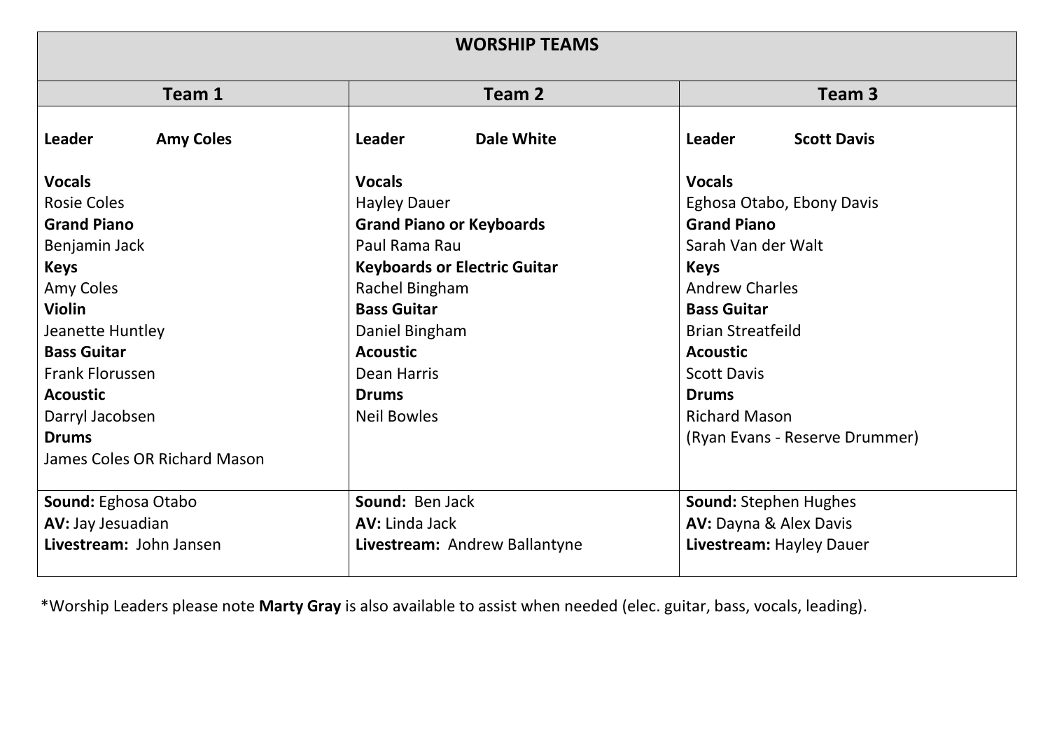| WORSHIP TEAMS | | |
|---|---|---|
| **Team 1** | **Team 2** | **Team 3** |
| **Leader** **Amy Coles**<br><br>**Vocals**<br>Rosie Coles<br>**Grand Piano**<br>Benjamin Jack<br>**Keys**<br>Amy Coles<br>**Violin**<br>Jeanette Huntley<br>**Bass Guitar**<br>Frank Florussen<br>**Acoustic**<br>Darryl Jacobsen<br>**Drums**<br>James Coles OR Richard Mason | **Leader** **Dale White**<br><br>**Vocals**<br>Hayley Dauer<br>**Grand Piano or Keyboards**<br>Paul Rama Rau<br>**Keyboards or Electric Guitar**<br>Rachel Bingham<br>**Bass Guitar**<br>Daniel Bingham<br>**Acoustic**<br>Dean Harris<br>**Drums**<br>Neil Bowles | **Leader** **Scott Davis**<br><br>**Vocals**<br>Eghosa Otabo, Ebony Davis<br>**Grand Piano**<br>Sarah Van der Walt<br>**Keys**<br>Andrew Charles<br>**Bass Guitar**<br>Brian Streatfeild<br>**Acoustic**<br>Scott Davis<br>**Drums**<br>Richard Mason<br>(Ryan Evans - Reserve Drummer) |
| **Sound:** Eghosa Otabo<br>**AV:** Jay Jesuadian<br>**Livestream:** John Jansen | **Sound:** Ben Jack<br>**AV:** Linda Jack<br>**Livestream:** Andrew Ballantyne | **Sound:** Stephen Hughes<br>**AV:** Dayna & Alex Davis<br>**Livestream:** Hayley Dauer |

*Worship Leaders please note **Marty Gray** is also available to assist when needed (elec. guitar, bass, vocals, leading).